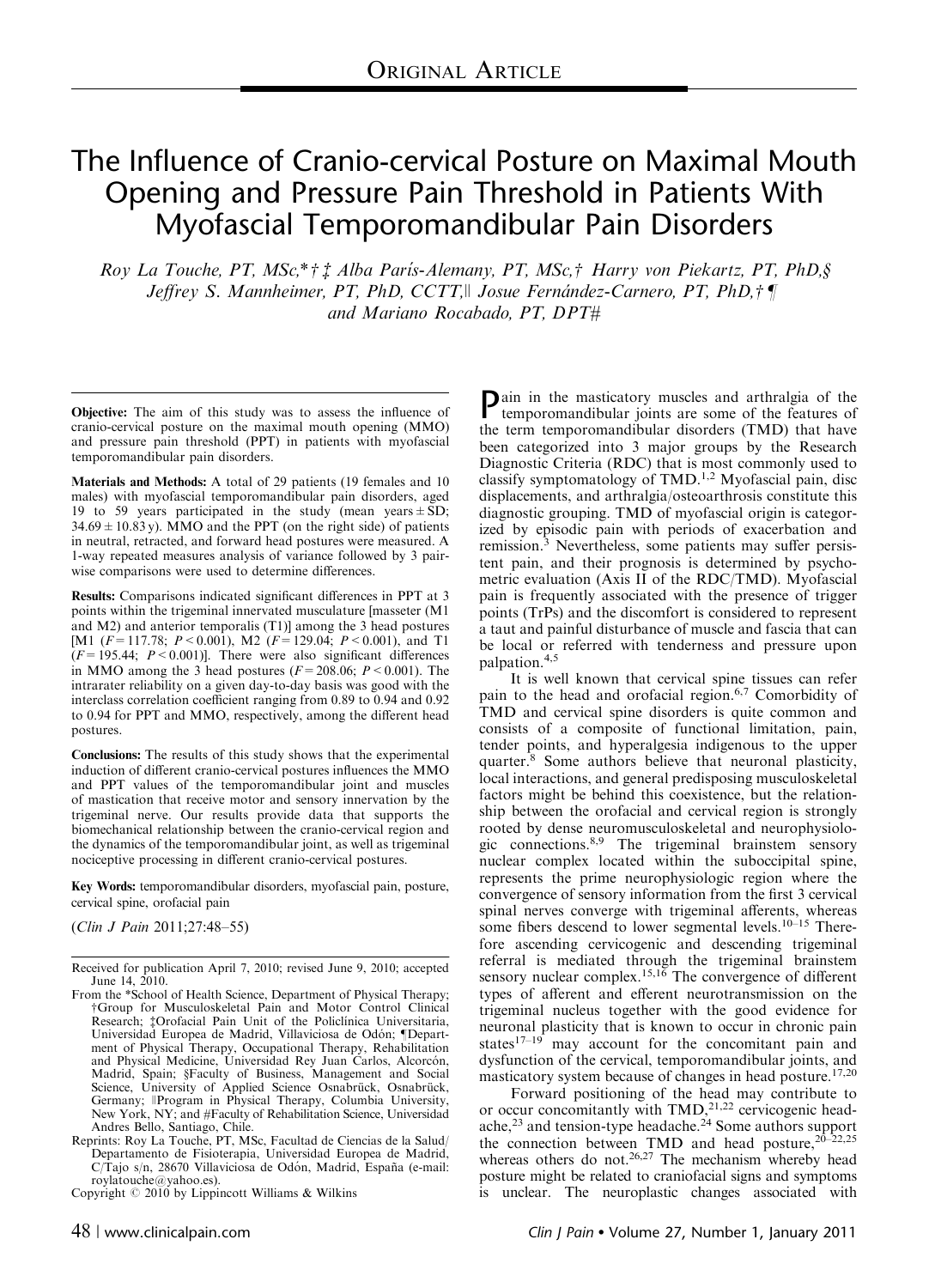ORIGINAL ARTICLE

# The Influence of Cranio-cervical Posture on Maximal Mouth Opening and Pressure Pain Threshold in Patients With Myofascial Temporomandibular Pain Disorders

*Roy La Touche, PT, MSc,\*†‡ Alba París-Alemany, PT, MSc,† Harry von Piekartz, PT, PhD,§ Jeffrey S. Mannheimer, PT, PhD, CCTT,‖ Josue Fernández-Carnero, PT, PhD,†¶ and Mariano Rocabado, PT, DPT#*

**Objective:** The aim of this study was to assess the influence of cranio-cervical posture on the maximal mouth opening (MMO) and pressure pain threshold (PPT) in patients with myofascial temporomandibular pain disorders.

**Materials and Methods:** A total of 29 patients (19 females and 10 males) with myofascial temporomandibular pain disorders, aged 19 to 59 years participated in the study (mean years ± SD; 34.69 ± 10.83 y). MMO and the PPT (on the right side) of patients in neutral, retracted, and forward head postures were measured. A 1-way repeated measures analysis of variance followed by 3 pairwise comparisons were used to determine differences.

**Results:** Comparisons indicated significant differences in PPT at 3 points within the trigeminal innervated musculature [masseter (M1 and M2) and anterior temporalis (T1)] among the 3 head postures [M1 ($F = 117.78$; $P < 0.001$), M2 ($F = 129.04$; $P < 0.001$), and T1 ($F = 195.44$; $P < 0.001$)]. There were also significant differences in MMO among the 3 head postures ($F = 208.06$; $P < 0.001$). The intrarater reliability on a given day-to-day basis was good with the interclass correlation coefficient ranging from 0.89 to 0.94 and 0.92 to 0.94 for PPT and MMO, respectively, among the different head postures.

**Conclusions:** The results of this study shows that the experimental induction of different cranio-cervical postures influences the MMO and PPT values of the temporomandibular joint and muscles of mastication that receive motor and sensory innervation by the trigeminal nerve. Our results provide data that supports the biomechanical relationship between the cranio-cervical region and the dynamics of the temporomandibular joint, as well as trigeminal nociceptive processing in different cranio-cervical postures.

**Key Words:** temporomandibular disorders, myofascial pain, posture, cervical spine, orofacial pain

(*Clin J Pain* 2011;27:48–55)

Received for publication April 7, 2010; revised June 9, 2010; accepted June 14, 2010.

From the \*School of Health Science, Department of Physical Therapy; †Group for Musculoskeletal Pain and Motor Control Clinical Research; ‡Orofacial Pain Unit of the Policlínica Universitaria, Universidad Europea de Madrid, Villaviciosa de Odón; ¶Department of Physical Therapy, Occupational Therapy, Rehabilitation and Physical Medicine, Universidad Rey Juan Carlos, Alcorcón, Madrid, Spain; §Faculty of Business, Management and Social Science, University of Applied Science Osnabrück, Osnabrück, Germany; ‖Program in Physical Therapy, Columbia University, New York, NY; and #Faculty of Rehabilitation Science, Universidad Andres Bello, Santiago, Chile.

Reprints: Roy La Touche, PT, MSc, Facultad de Ciencias de la Salud/Departamento de Fisioterapia, Universidad Europea de Madrid, C/Tajo s/n, 28670 Villaviciosa de Odón, Madrid, España (e-mail: roylatouche@yahoo.es).

Copyright © 2010 by Lippincott Williams & Wilkins

Pain in the masticatory muscles and arthralgia of the temporomandibular joints are some of the features of the term temporomandibular disorders (TMD) that have been categorized into 3 major groups by the Research Diagnostic Criteria (RDC) that is most commonly used to classify symptomatology of TMD.[1,2] Myofascial pain, disc displacements, and arthralgia/osteoarthrosis constitute this diagnostic grouping. TMD of myofascial origin is categorized by episodic pain with periods of exacerbation and remission.[3] Nevertheless, some patients may suffer persistent pain, and their prognosis is determined by psychometric evaluation (Axis II of the RDC/TMD). Myofascial pain is frequently associated with the presence of trigger points (TrPs) and the discomfort is considered to represent a taut and painful disturbance of muscle and fascia that can be local or referred with tenderness and pressure upon palpation.[4,5]

It is well known that cervical spine tissues can refer pain to the head and orofacial region.[6,7] Comorbidity of TMD and cervical spine disorders is quite common and consists of a composite of functional limitation, pain, tender points, and hyperalgesia indigenous to the upper quarter.[8] Some authors believe that neuronal plasticity, local interactions, and general predisposing musculoskeletal factors might be behind this coexistence, but the relationship between the orofacial and cervical region is strongly rooted by dense neuromusculoskeletal and neurophysiologic connections.[8,9] The trigeminal brainstem sensory nuclear complex located within the suboccipital spine, represents the prime neurophysiologic region where the convergence of sensory information from the first 3 cervical spinal nerves converge with trigeminal afferents, whereas some fibers descend to lower segmental levels.[10–15] Therefore ascending cervicogenic and descending trigeminal referral is mediated through the trigeminal brainstem sensory nuclear complex.[15,16] The convergence of different types of afferent and efferent neurotransmission on the trigeminal nucleus together with the good evidence for neuronal plasticity that is known to occur in chronic pain states[17–19] may account for the concomitant pain and dysfunction of the cervical, temporomandibular joints, and masticatory system because of changes in head posture.[17,20]

Forward positioning of the head may contribute to or occur concomitantly with TMD,[21,22] cervicogenic headache,[23] and tension-type headache.[24] Some authors support the connection between TMD and head posture,[20–22,25] whereas others do not.[26,27] The mechanism whereby head posture might be related to craniofacial signs and symptoms is unclear. The neuroplastic changes associated with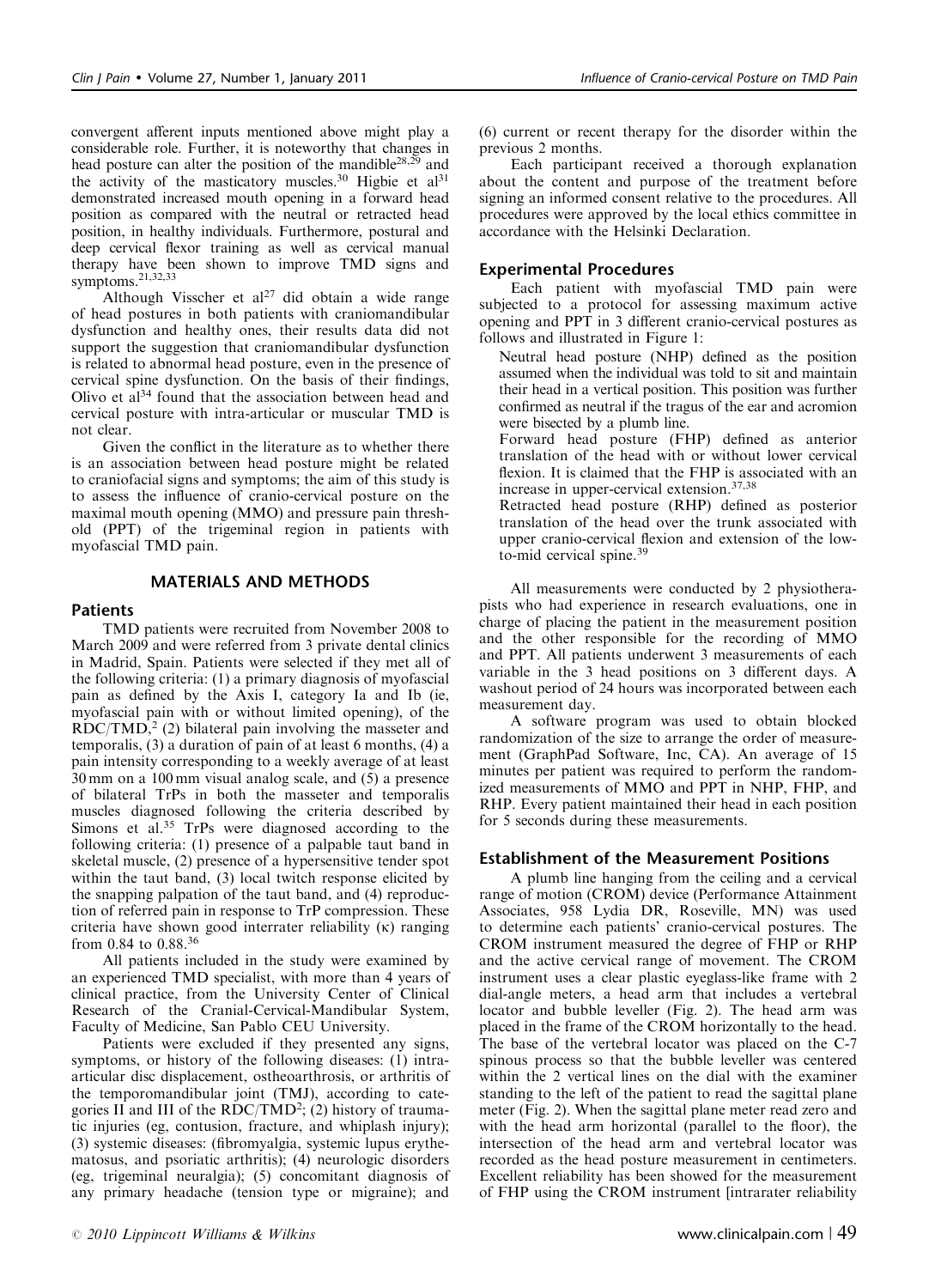convergent afferent inputs mentioned above might play a considerable role. Further, it is noteworthy that changes in head posture can alter the position of the mandible[28,29] and the activity of the masticatory muscles.[30] Higbie et al[31] demonstrated increased mouth opening in a forward head position as compared with the neutral or retracted head position, in healthy individuals. Furthermore, postural and deep cervical flexor training as well as cervical manual therapy have been shown to improve TMD signs and symptoms.[21,32,33]

Although Visscher et al[27] did obtain a wide range of head postures in both patients with craniomandibular dysfunction and healthy ones, their results data did not support the suggestion that craniomandibular dysfunction is related to abnormal head posture, even in the presence of cervical spine dysfunction. On the basis of their findings, Olivo et al[34] found that the association between head and cervical posture with intra-articular or muscular TMD is not clear.

Given the conflict in the literature as to whether there is an association between head posture might be related to craniofacial signs and symptoms; the aim of this study is to assess the influence of cranio-cervical posture on the maximal mouth opening (MMO) and pressure pain threshold (PPT) of the trigeminal region in patients with myofascial TMD pain.

## MATERIALS AND METHODS

### Patients

TMD patients were recruited from November 2008 to March 2009 and were referred from 3 private dental clinics in Madrid, Spain. Patients were selected if they met all of the following criteria: (1) a primary diagnosis of myofascial pain as defined by the Axis I, category Ia and Ib (ie, myofascial pain with or without limited opening), of the RDC/TMD,[2] (2) bilateral pain involving the masseter and temporalis, (3) a duration of pain of at least 6 months, (4) a pain intensity corresponding to a weekly average of at least 30 mm on a 100 mm visual analog scale, and (5) a presence of bilateral TrPs in both the masseter and temporalis muscles diagnosed following the criteria described by Simons et al.[35] TrPs were diagnosed according to the following criteria: (1) presence of a palpable taut band in skeletal muscle, (2) presence of a hypersensitive tender spot within the taut band, (3) local twitch response elicited by the snapping palpation of the taut band, and (4) reproduction of referred pain in response to TrP compression. These criteria have shown good interrater reliability ($\kappa$) ranging from 0.84 to 0.88.[36]

All patients included in the study were examined by an experienced TMD specialist, with more than 4 years of clinical practice, from the University Center of Clinical Research of the Cranial-Cervical-Mandibular System, Faculty of Medicine, San Pablo CEU University.

Patients were excluded if they presented any signs, symptoms, or history of the following diseases: (1) intra-articular disc displacement, ostheoarthrosis, or arthritis of the temporomandibular joint (TMJ), according to categories II and III of the RDC/TMD[2]; (2) history of traumatic injuries (eg, contusion, fracture, and whiplash injury); (3) systemic diseases: (fibromyalgia, systemic lupus erythematosus, and psoriatic arthritis); (4) neurologic disorders (eg, trigeminal neuralgia); (5) concomitant diagnosis of any primary headache (tension type or migraine); and (6) current or recent therapy for the disorder within the previous 2 months.

Each participant received a thorough explanation about the content and purpose of the treatment before signing an informed consent relative to the procedures. All procedures were approved by the local ethics committee in accordance with the Helsinki Declaration.

### Experimental Procedures

Each patient with myofascial TMD pain were subjected to a protocol for assessing maximum active opening and PPT in 3 different cranio-cervical postures as follows and illustrated in Figure 1:

Neutral head posture (NHP) defined as the position assumed when the individual was told to sit and maintain their head in a vertical position. This position was further confirmed as neutral if the tragus of the ear and acromion were bisected by a plumb line.

Forward head posture (FHP) defined as anterior translation of the head with or without lower cervical flexion. It is claimed that the FHP is associated with an increase in upper-cervical extension.[37,38]

Retracted head posture (RHP) defined as posterior translation of the head over the trunk associated with upper cranio-cervical flexion and extension of the low-to-mid cervical spine.[39]

All measurements were conducted by 2 physiotherapists who had experience in research evaluations, one in charge of placing the patient in the measurement position and the other responsible for the recording of MMO and PPT. All patients underwent 3 measurements of each variable in the 3 head positions on 3 different days. A washout period of 24 hours was incorporated between each measurement day.

A software program was used to obtain blocked randomization of the size to arrange the order of measurement (GraphPad Software, Inc, CA). An average of 15 minutes per patient was required to perform the randomized measurements of MMO and PPT in NHP, FHP, and RHP. Every patient maintained their head in each position for 5 seconds during these measurements.

### Establishment of the Measurement Positions

A plumb line hanging from the ceiling and a cervical range of motion (CROM) device (Performance Attainment Associates, 958 Lydia DR, Roseville, MN) was used to determine each patients' cranio-cervical postures. The CROM instrument measured the degree of FHP or RHP and the active cervical range of movement. The CROM instrument uses a clear plastic eyeglass-like frame with 2 dial-angle meters, a head arm that includes a vertebral locator and bubble leveller (Fig. 2). The head arm was placed in the frame of the CROM horizontally to the head. The base of the vertebral locator was placed on the C-7 spinous process so that the bubble leveller was centered within the 2 vertical lines on the dial with the examiner standing to the left of the patient to read the sagittal plane meter (Fig. 2). When the sagittal plane meter read zero and with the head arm horizontal (parallel to the floor), the intersection of the head arm and vertebral locator was recorded as the head posture measurement in centimeters. Excellent reliability has been showed for the measurement of FHP using the CROM instrument [intrarater reliability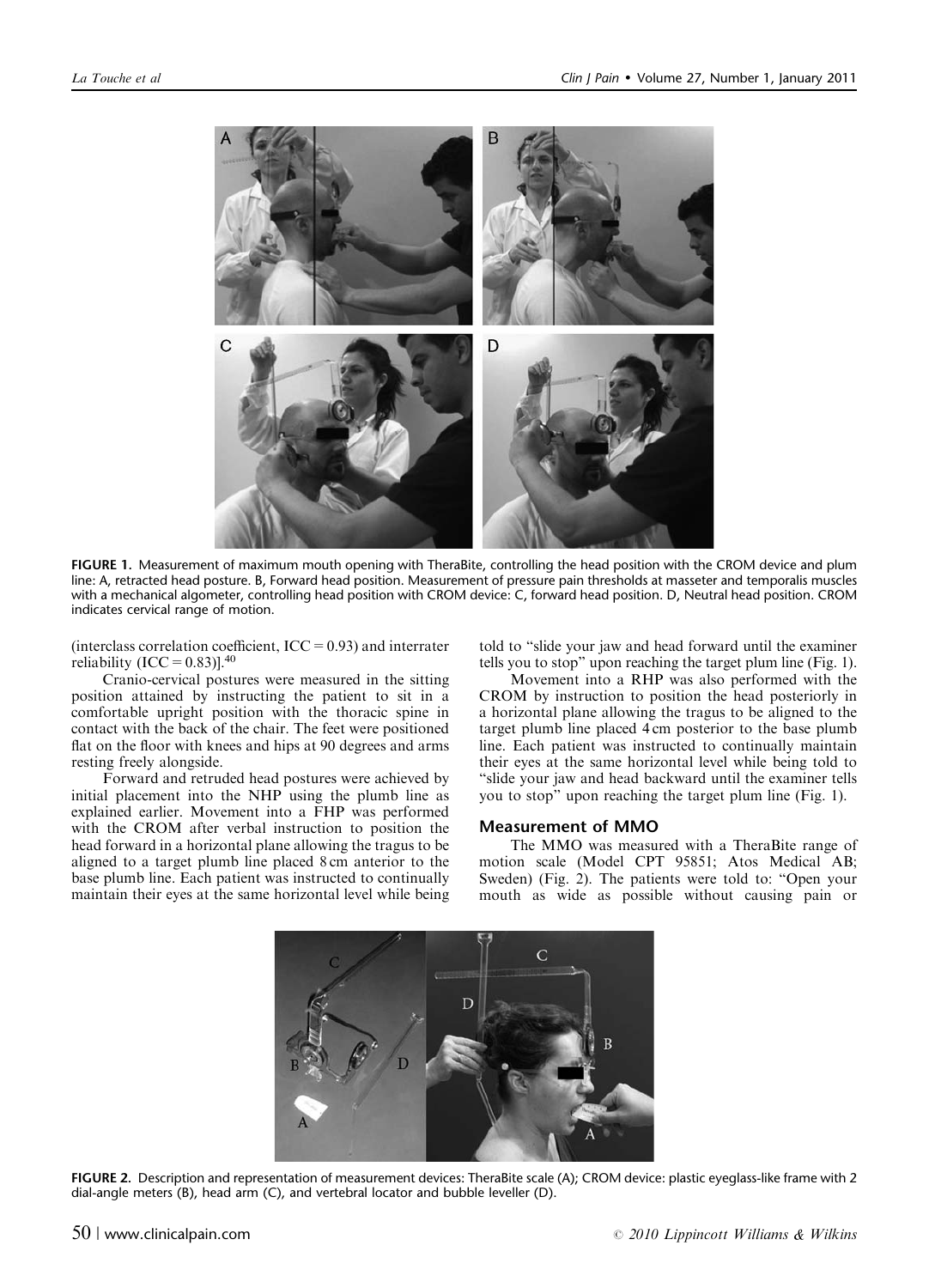FIGURE 1. Measurement of maximum mouth opening with TheraBite, controlling the head position with the CROM device and plum line: A, retracted head posture. B, Forward head position. Measurement of pressure pain thresholds at masseter and temporalis muscles with a mechanical algometer, controlling head position with CROM device: C, forward head position. D, Neutral head position. CROM indicates cervical range of motion.

(interclass correlation coefficient, ICC = 0.93) and interrater reliability (ICC = 0.83)].[40]

Cranio-cervical postures were measured in the sitting position attained by instructing the patient to sit in a comfortable upright position with the thoracic spine in contact with the back of the chair. The feet were positioned flat on the floor with knees and hips at 90 degrees and arms resting freely alongside.

Forward and retruded head postures were achieved by initial placement into the NHP using the plumb line as explained earlier. Movement into a FHP was performed with the CROM after verbal instruction to position the head forward in a horizontal plane allowing the tragus to be aligned to a target plumb line placed 8 cm anterior to the base plumb line. Each patient was instructed to continually maintain their eyes at the same horizontal level while being told to "slide your jaw and head forward until the examiner tells you to stop" upon reaching the target plum line (Fig. 1).

Movement into a RHP was also performed with the CROM by instruction to position the head posteriorly in a horizontal plane allowing the tragus to be aligned to the target plumb line placed 4 cm posterior to the base plumb line. Each patient was instructed to continually maintain their eyes at the same horizontal level while being told to "slide your jaw and head backward until the examiner tells you to stop" upon reaching the target plum line (Fig. 1).

### Measurement of MMO

The MMO was measured with a TheraBite range of motion scale (Model CPT 95851; Atos Medical AB; Sweden) (Fig. 2). The patients were told to: "Open your mouth as wide as possible without causing pain or

FIGURE 2. Description and representation of measurement devices: TheraBite scale (A); CROM device: plastic eyeglass-like frame with 2 dial-angle meters (B), head arm (C), and vertebral locator and bubble leveller (D).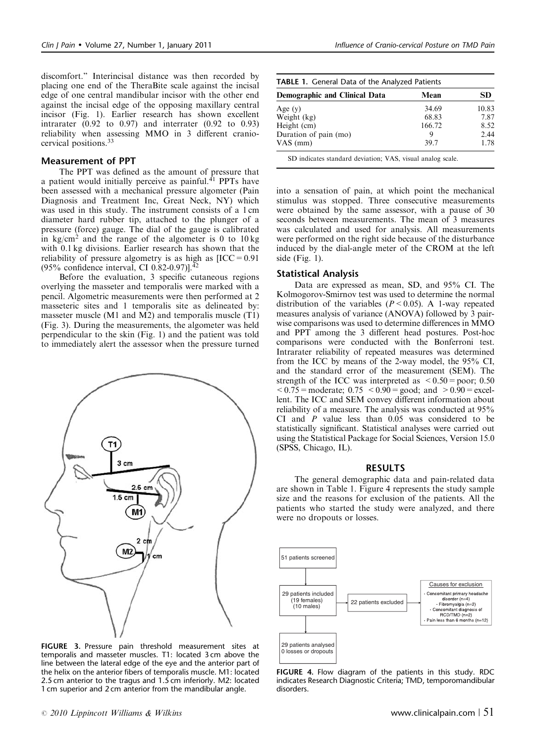discomfort." Interincisal distance was then recorded by placing one end of the TheraBite scale against the incisal edge of one central mandibular incisor with the other end against the incisal edge of the opposing maxillary central incisor (Fig. 1). Earlier research has shown excellent intrarater (0.92 to 0.97) and interrater (0.92 to 0.93) reliability when assessing MMO in 3 different cranio-cervical positions.[33]

### Measurement of PPT

The PPT was defined as the amount of pressure that a patient would initially perceive as painful.[41] PPTs have been assessed with a mechanical pressure algometer (Pain Diagnosis and Treatment Inc, Great Neck, NY) which was used in this study. The instrument consists of a 1 cm diameter hard rubber tip, attached to the plunger of a pressure (force) gauge. The dial of the gauge is calibrated in $kg/cm^2$ and the range of the algometer is 0 to 10 kg with 0.1 kg divisions. Earlier research has shown that the reliability of pressure algometry is as high as [ICC = 0.91 (95% confidence interval, CI 0.82-0.97)].[42]

Before the evaluation, 3 specific cutaneous regions overlying the masseter and temporalis were marked with a pencil. Algometric measurements were then performed at 2 masseteric sites and 1 temporalis site as delineated by: masseter muscle (M1 and M2) and temporalis muscle (T1) (Fig. 3). During the measurements, the algometer was held perpendicular to the skin (Fig. 1) and the patient was told to immediately alert the assessor when the pressure turned into a sensation of pain, at which point the mechanical stimulus was stopped. Three consecutive measurements were obtained by the same assessor, with a pause of 30 seconds between measurements. The mean of 3 measures was calculated and used for analysis. All measurements were performed on the right side because of the disturbance induced by the dial-angle meter of the CROM at the left side (Fig. 1).

FIGURE 3. Pressure pain threshold measurement sites at temporalis and masseter muscles. T1: located 3 cm above the line between the lateral edge of the eye and the anterior part of the helix on the anterior fibers of temporalis muscle. M1: located 2.5 cm anterior to the tragus and 1.5 cm inferiorly. M2: located 1 cm superior and 2 cm anterior from the mandibular angle.

**TABLE 1.** General Data of the Analyzed Patients

| Demographic and Clinical Data | Mean | SD |
|---|---|---|
| Age (y) | 34.69 | 10.83 |
| Weight (kg) | 68.83 | 7.87 |
| Height (cm) | 166.72 | 8.52 |
| Duration of pain (mo) | 9 | 2.44 |
| VAS (mm) | 39.7 | 1.78 |

SD indicates standard deviation; VAS, visual analog scale.

### Statistical Analysis

Data are expressed as mean, SD, and 95% CI. The Kolmogorov-Smirnov test was used to determine the normal distribution of the variables ($P < 0.05$). A 1-way repeated measures analysis of variance (ANOVA) followed by 3 pair-wise comparisons was used to determine differences in MMO and PPT among the 3 different head postures. Post-hoc comparisons were conducted with the Bonferroni test. Intrarater reliability of repeated measures was determined from the ICC by means of the 2-way model, the 95% CI, and the standard error of the measurement (SEM). The strength of the ICC was interpreted as < 0.50 = poor; 0.50 < 0.75 = moderate; 0.75 < 0.90 = good; and > 0.90 = excellent. The ICC and SEM convey different information about reliability of a measure. The analysis was conducted at 95% CI and $P$ value less than 0.05 was considered to be statistically significant. Statistical analyses were carried out using the Statistical Package for Social Sciences, Version 15.0 (SPSS, Chicago, IL).

## RESULTS

The general demographic data and pain-related data are shown in Table 1. Figure 4 represents the study sample size and the reasons for exclusion of the patients. All the patients who started the study were analyzed, and there were no dropouts or losses.

FIGURE 4. Flow diagram of the patients in this study. RDC indicates Research Diagnostic Criteria; TMD, temporomandibular disorders.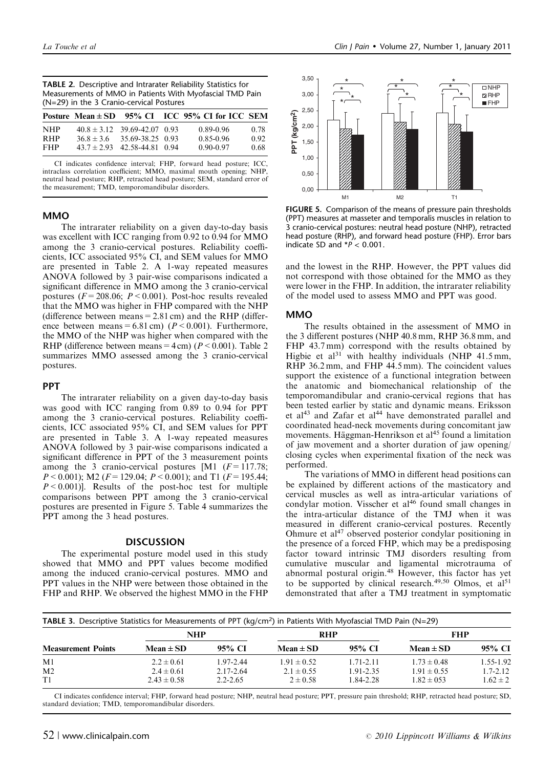**TABLE 2.** Descriptive and Intrarater Reliability Statistics for Measurements of MMO in Patients With Myofascial TMD Pain (N=29) in the 3 Cranio-cervical Postures

| Posture | Mean ± SD | 95% CI | ICC | 95% CI for ICC | SEM |
|---|---|---|---|---|---|
| NHP | 40.8 ± 3.12 | 39.69-42.07 | 0.93 | 0.89-0.96 | 0.78 |
| RHP | 36.8 ± 3.6 | 35.69-38.25 | 0.93 | 0.85-0.96 | 0.92 |
| FHP | 43.7 ± 2.93 | 42.58-44.81 | 0.94 | 0.90-0.97 | 0.68 |

CI indicates confidence interval; FHP, forward head posture; ICC, intraclass correlation coefficient; MMO, maximal mouth opening; NHP, neutral head posture; RHP, retracted head posture; SEM, standard error of the measurement; TMD, temporomandibular disorders.

## MMO

The intrarater reliability on a given day-to-day basis was excellent with ICC ranging from 0.92 to 0.94 for MMO among the 3 cranio-cervical postures. Reliability coefficients, ICC associated 95% CI, and SEM values for MMO are presented in Table 2. A 1-way repeated measures ANOVA followed by 3 pair-wise comparisons indicated a significant difference in MMO among the 3 cranio-cervical postures ($F = 208.06$; $P < 0.001$). Post-hoc results revealed that the MMO was higher in FHP compared with the NHP (difference between means = 2.81 cm) and the RHP (difference between means = 6.81 cm) ($P < 0.001$). Furthermore, the MMO of the NHP was higher when compared with the RHP (difference between means = 4 cm) ($P < 0.001$). Table 2 summarizes MMO assessed among the 3 cranio-cervical postures.

## PPT

The intrarater reliability on a given day-to-day basis was good with ICC ranging from 0.89 to 0.94 for PPT among the 3 cranio-cervical postures. Reliability coefficients, ICC associated 95% CI, and SEM values for PPT are presented in Table 3. A 1-way repeated measures ANOVA followed by 3 pair-wise comparisons indicated a significant difference in PPT of the 3 measurement points among the 3 cranio-cervical postures [M1 ($F = 117.78$; $P < 0.001$); M2 ($F = 129.04$; $P < 0.001$); and T1 ($F = 195.44$; $P < 0.001$)]. Results of the post-hoc test for multiple comparisons between PPT among the 3 cranio-cervical postures are presented in Figure 5. Table 4 summarizes the PPT among the 3 head postures.

**FIGURE 5.** Comparison of the means of pressure pain thresholds (PPT) measures at masseter and temporalis muscles in relation to 3 cranio-cervical postures: neutral head posture (NHP), retracted head posture (RHP), and forward head posture (FHP). Error bars indicate SD and *$P < 0.001$.

## DISCUSSION

The experimental posture model used in this study showed that MMO and PPT values become modified among the induced cranio-cervical postures. MMO and PPT values in the NHP were between those obtained in the FHP and RHP. We observed the highest MMO in the FHP and the lowest in the RHP. However, the PPT values did not correspond with those obtained for the MMO as they were lower in the FHP. In addition, the intrarater reliability of the model used to assess MMO and PPT was good.

## MMO

The results obtained in the assessment of MMO in the 3 different postures (NHP 40.8 mm, RHP 36.8 mm, and FHP 43.7 mm) correspond with the results obtained by Higbie et al[31] with healthy individuals (NHP 41.5 mm, RHP 36.2 mm, and FHP 44.5 mm). The coincident values support the existence of a functional integration between the anatomic and biomechanical relationship of the temporomandibular and cranio-cervical regions that has been tested earlier by static and dynamic means. Eriksson et al[43] and Zafar et al[44] have demonstrated parallel and coordinated head-neck movements during concomitant jaw movements. Häggman-Henrikson et al[45] found a limitation of jaw movement and a shorter duration of jaw opening/closing cycles when experimental fixation of the neck was performed.

The variations of MMO in different head positions can be explained by different actions of the masticatory and cervical muscles as well as intra-articular variations of condylar motion. Visscher et al[46] found small changes in the intra-articular distance of the TMJ when it was measured in different cranio-cervical postures. Recently Ohmure et al[47] observed posterior condylar positioning in the presence of a forced FHP, which may be a predisposing factor toward intrinsic TMJ disorders resulting from cumulative muscular and ligamental microtrauma of abnormal postural origin.[48] However, this factor has yet to be supported by clinical research.[49,50] Olmos, et al[51] demonstrated that after a TMJ treatment in symptomatic

**TABLE 3.** Descriptive Statistics for Measurements of PPT (kg/cm²) in Patients With Myofascial TMD Pain (N=29)

| | NHP | | RHP | | FHP | |
|---|---|---|---|---|---|---|
| **Measurement Points** | **Mean ± SD** | **95% CI** | **Mean ± SD** | **95% CI** | **Mean ± SD** | **95% CI** |
| M1 | 2.2 ± 0.61 | 1.97-2.44 | 1.91 ± 0.52 | 1.71-2.11 | 1.73 ± 0.48 | 1.55-1.92 |
| M2 | 2.4 ± 0.61 | 2.17-2.64 | 2.1 ± 0.55 | 1.91-2.35 | 1.91 ± 0.55 | 1.7-2.12 |
| T1 | 2.43 ± 0.58 | 2.2-2.65 | 2 ± 0.58 | 1.84-2.28 | 1.82 ± 053 | 1.62 ± 2 |

CI indicates confidence interval; FHP, forward head posture; NHP, neutral head posture; PPT, pressure pain threshold; RHP, retracted head posture; SD, standard deviation; TMD, temporomandibular disorders.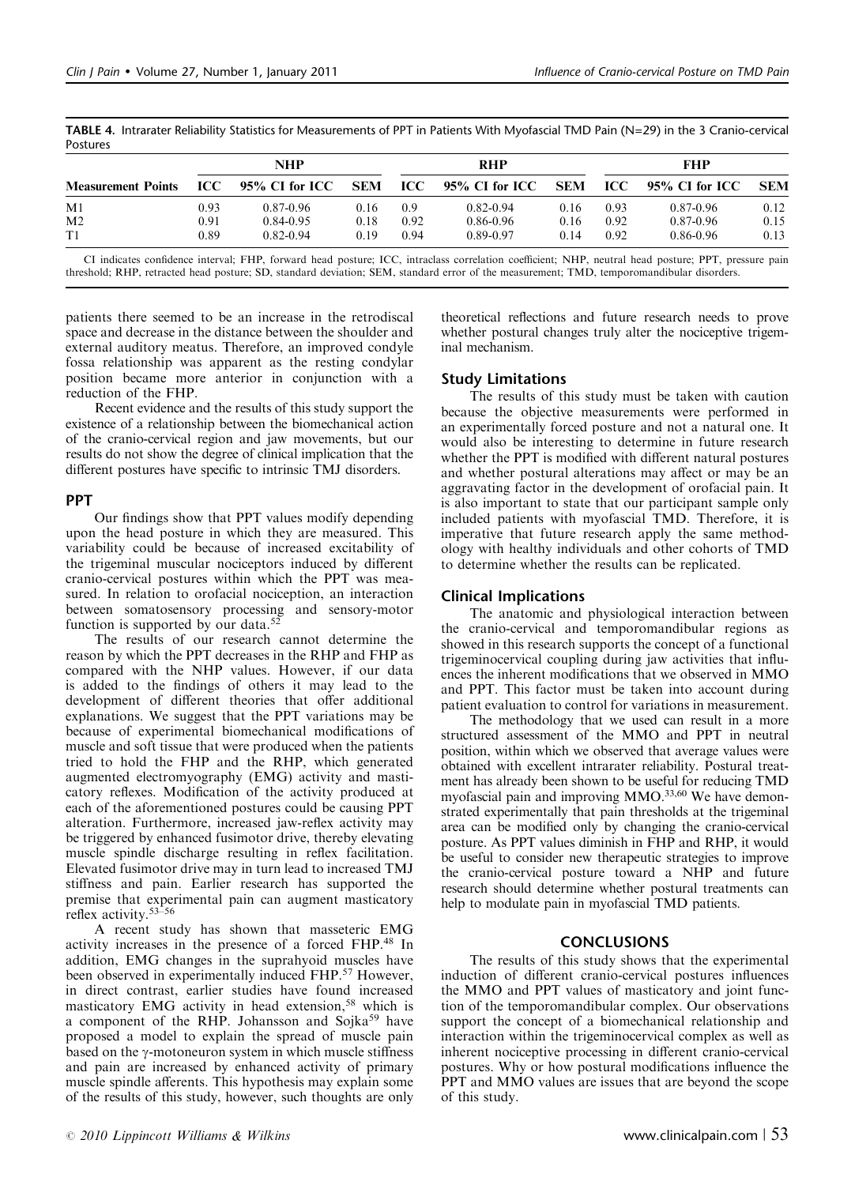**TABLE 4.** Intrarater Reliability Statistics for Measurements of PPT in Patients With Myofascial TMD Pain (N=29) in the 3 Cranio-cervical Postures

| | NHP | | | RHP | | | FHP | | |
|---|---|---|---|---|---|---|---|---|---|
| **Measurement Points** | **ICC** | **95% CI for ICC** | **SEM** | **ICC** | **95% CI for ICC** | **SEM** | **ICC** | **95% CI for ICC** | **SEM** |
| M1 | 0.93 | 0.87-0.96 | 0.16 | 0.9 | 0.82-0.94 | 0.16 | 0.93 | 0.87-0.96 | 0.12 |
| M2 | 0.91 | 0.84-0.95 | 0.18 | 0.92 | 0.86-0.96 | 0.16 | 0.92 | 0.87-0.96 | 0.15 |
| T1 | 0.89 | 0.82-0.94 | 0.19 | 0.94 | 0.89-0.97 | 0.14 | 0.92 | 0.86-0.96 | 0.13 |

CI indicates confidence interval; FHP, forward head posture; ICC, intraclass correlation coefficient; NHP, neutral head posture; PPT, pressure pain threshold; RHP, retracted head posture; SD, standard deviation; SEM, standard error of the measurement; TMD, temporomandibular disorders.

patients there seemed to be an increase in the retrodiscal space and decrease in the distance between the shoulder and external auditory meatus. Therefore, an improved condyle fossa relationship was apparent as the resting condylar position became more anterior in conjunction with a reduction of the FHP.

Recent evidence and the results of this study support the existence of a relationship between the biomechanical action of the cranio-cervical region and jaw movements, but our results do not show the degree of clinical implication that the different postures have specific to intrinsic TMJ disorders.

### PPT

Our findings show that PPT values modify depending upon the head posture in which they are measured. This variability could be because of increased excitability of the trigeminal muscular nociceptors induced by different cranio-cervical postures within which the PPT was measured. In relation to orofacial nociception, an interaction between somatosensory processing and sensory-motor function is supported by our data.[52]

The results of our research cannot determine the reason by which the PPT decreases in the RHP and FHP as compared with the NHP values. However, if our data is added to the findings of others it may lead to the development of different theories that offer additional explanations. We suggest that the PPT variations may be because of experimental biomechanical modifications of muscle and soft tissue that were produced when the patients tried to hold the FHP and the RHP, which generated augmented electromyography (EMG) activity and masticatory reflexes. Modification of the activity produced at each of the aforementioned postures could be causing PPT alteration. Furthermore, increased jaw-reflex activity may be triggered by enhanced fusimotor drive, thereby elevating muscle spindle discharge resulting in reflex facilitation. Elevated fusimotor drive may in turn lead to increased TMJ stiffness and pain. Earlier research has supported the premise that experimental pain can augment masticatory reflex activity.[53–56]

A recent study has shown that masseteric EMG activity increases in the presence of a forced FHP.[48] In addition, EMG changes in the suprahyoid muscles have been observed in experimentally induced FHP.[57] However, in direct contrast, earlier studies have found increased masticatory EMG activity in head extension,[58] which is a component of the RHP. Johansson and Sojka[59] have proposed a model to explain the spread of muscle pain based on the $\gamma$-motoneuron system in which muscle stiffness and pain are increased by enhanced activity of primary muscle spindle afferents. This hypothesis may explain some of the results of this study, however, such thoughts are only theoretical reflections and future research needs to prove whether postural changes truly alter the nociceptive trigeminal mechanism.

### Study Limitations

The results of this study must be taken with caution because the objective measurements were performed in an experimentally forced posture and not a natural one. It would also be interesting to determine in future research whether the PPT is modified with different natural postures and whether postural alterations may affect or may be an aggravating factor in the development of orofacial pain. It is also important to state that our participant sample only included patients with myofascial TMD. Therefore, it is imperative that future research apply the same methodology with healthy individuals and other cohorts of TMD to determine whether the results can be replicated.

### Clinical Implications

The anatomic and physiological interaction between the cranio-cervical and temporomandibular regions as showed in this research supports the concept of a functional trigeminocervical coupling during jaw activities that influences the inherent modifications that we observed in MMO and PPT. This factor must be taken into account during patient evaluation to control for variations in measurement.

The methodology that we used can result in a more structured assessment of the MMO and PPT in neutral position, within which we observed that average values were obtained with excellent intrarater reliability. Postural treatment has already been shown to be useful for reducing TMD myofascial pain and improving MMO.[33,60] We have demonstrated experimentally that pain thresholds at the trigeminal area can be modified only by changing the cranio-cervical posture. As PPT values diminish in FHP and RHP, it would be useful to consider new therapeutic strategies to improve the cranio-cervical posture toward a NHP and future research should determine whether postural treatments can help to modulate pain in myofascial TMD patients.

## CONCLUSIONS

The results of this study shows that the experimental induction of different cranio-cervical postures influences the MMO and PPT values of masticatory and joint function of the temporomandibular complex. Our observations support the concept of a biomechanical relationship and interaction within the trigeminocervical complex as well as inherent nociceptive processing in different cranio-cervical postures. Why or how postural modifications influence the PPT and MMO values are issues that are beyond the scope of this study.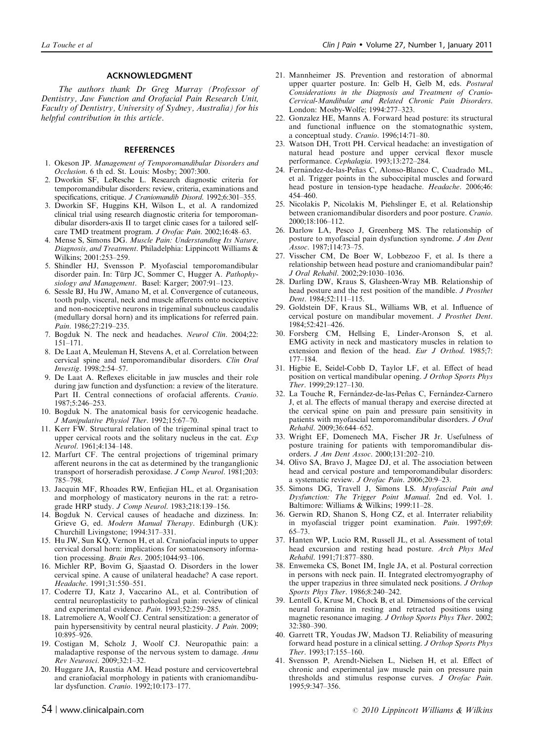## ACKNOWLEDGMENT

*The authors thank Dr Greg Murray (Professor of Dentistry, Jaw Function and Orofacial Pain Research Unit, Faculty of Dentistry, University of Sydney, Australia) for his helpful contribution in this article.*

## REFERENCES

1. Okeson JP. *Management of Temporomandibular Disorders and Occlusion*. 6 th ed. St. Louis: Mosby; 2007:300.
2. Dworkin SF, LeResche L. Research diagnostic criteria for temporomandibular disorders: review, criteria, examinations and specifications, critique. *J Craniomandib Disord*. 1992;6:301–355.
3. Dworkin SF, Huggins KH, Wilson L, et al. A randomized clinical trial using research diagnostic criteria for temporomandibular disorders-axis II to target clinic cases for a tailored self-care TMD treatment program. *J Orofac Pain*. 2002;16:48–63.
4. Mense S, Simons DG. *Muscle Pain: Understanding Its Nature, Diagnosis, and Treatment*. Philadelphia: Lippincott Williams & Wilkins; 2001:253–259.
5. Shindler HJ, Svensson P. Myofascial temporomandibular disorder pain. In: Türp JC, Sommer C, Hugger A. *Pathophysiology and Management*. Basel: Karger; 2007:91–123.
6. Sessle BJ, Hu JW, Amano M, et al. Convergence of cutaneous, tooth pulp, visceral, neck and muscle afferents onto nociceptive and non-nociceptive neurons in trigeminal subnucleus caudalis (medullary dorsal horn) and its implications for referred pain. *Pain*. 1986;27:219–235.
7. Bogduk N. The neck and headaches. *Neurol Clin*. 2004;22: 151–171.
8. De Laat A, Meuleman H, Stevens A, et al. Correlation between cervical spine and temporomandibular disorders. *Clin Oral Investig*. 1998;2:54–57.
9. De Laat A. Reflexes elicitable in jaw muscles and their role during jaw function and dysfunction: a review of the literature. Part II. Central connections of orofacial afferents. *Cranio*. 1987;5:246–253.
10. Bogduk N. The anatomical basis for cervicogenic headache. *J Manipulative Physiol Ther*. 1992;15:67–70.
11. Kerr FW. Structural relation of the trigeminal spinal tract to upper cervical roots and the solitary nucleus in the cat. *Exp Neurol*. 1961;4:134–148.
12. Marfurt CF. The central projections of trigeminal primary afferent neurons in the cat as determined by the tranganglionic transport of horseradish peroxidase. *J Comp Neurol*. 1981;203: 785–798.
13. Jacquin MF, Rhoades RW, Enfiejian HL, et al. Organisation and morphology of masticatory neurons in the rat: a retrograde HRP study. *J Comp Neurol*. 1983;218:139–156.
14. Bogduk N. Cervical causes of headache and dizziness. In: Grieve G, ed. *Modern Manual Therapy*. Edinburgh (UK): Churchill Livingstone; 1994:317–331.
15. Hu JW, Sun KQ, Vernon H, et al. Craniofacial inputs to upper cervical dorsal horn: implications for somatosensory information processing. *Brain Res*. 2005;1044:93–106.
16. Michler RP, Bovim G, Sjaastad O. Disorders in the lower cervical spine. A cause of unilateral headache? A case report. *Headache*. 1991;31:550–551.
17. Coderre TJ, Katz J, Vaccarino AL, et al. Contribution of central neuroplasticity to pathological pain: review of clinical and experimental evidence. *Pain*. 1993;52:259–285.
18. Latremoliere A, Woolf CJ. Central sensitization: a generator of pain hypersensitivity by central neural plasticity. *J Pain*. 2009; 10:895–926.
19. Costigan M, Scholz J, Woolf CJ. Neuropathic pain: a maladaptive response of the nervous system to damage. *Annu Rev Neurosci*. 2009;32:1–32.
20. Huggare JA, Raustia AM. Head posture and cervicovertebral and craniofacial morphology in patients with craniomandibular dysfunction. *Cranio*. 1992;10:173–177.
21. Mannheimer JS. Prevention and restoration of abnormal upper quarter posture. In: Gelb H, Gelb M, eds. *Postural Considerations in the Diagnosis and Treatment of Cranio-Cervical-Mandibular and Related Chronic Pain Disorders*. London: Mosby-Wolfe; 1994:277–323.
22. Gonzalez HE, Manns A. Forward head posture: its structural and functional influence on the stomatognathic system, a conceptual study. *Cranio*. 1996;14:71–80.
23. Watson DH, Trott PH. Cervical headache: an investigation of natural head posture and upper cervical flexor muscle performance. *Cephalagia*. 1993;13:272–284.
24. Fernández-de-las-Peñas C, Alonso-Blanco C, Cuadrado ML, et al. Trigger points in the suboccipital muscles and forward head posture in tension-type headache. *Headache*. 2006;46: 454–460.
25. Nicolakis P, Nicolakis M, Piehslinger E, et al. Relationship between craniomandibular disorders and poor posture. *Cranio*. 2000;18:106–112.
26. Darlow LA, Pesco J, Greenberg MS. The relationship of posture to myofascial pain dysfunction syndrome. *J Am Dent Assoc*. 1987;114:73–75.
27. Visscher CM, De Boer W, Lobbezoo F, et al. Is there a relationship between head posture and craniomandibular pain? *J Oral Rehabil*. 2002;29:1030–1036.
28. Darling DW, Kraus S, Glasheen-Wray MB. Relationship of head posture and the rest position of the mandible. *J Prosthet Dent*. 1984;52:111–115.
29. Goldstein DF, Kraus SL, Williams WB, et al. Influence of cervical posture on mandibular movement. *J Prosthet Dent*. 1984;52:421–426.
30. Forsberg CM, Hellsing E, Linder-Aronson S, et al. EMG activity in neck and masticatory muscles in relation to extension and flexion of the head. *Eur J Orthod*. 1985;7: 177–184.
31. Higbie E, Seidel-Cobb D, Taylor LF, et al. Effect of head position on vertical mandibular opening. *J Orthop Sports Phys Ther*. 1999;29:127–130.
32. La Touche R, Fernández-de-las-Peñas C, Fernández-Carnero J, et al. The effects of manual therapy and exercise directed at the cervical spine on pain and pressure pain sensitivity in patients with myofascial temporomandibular disorders. *J Oral Rehabil*. 2009;36:644–652.
33. Wright EF, Domenech MA, Fischer JR Jr. Usefulness of posture training for patients with temporomandibular disorders. *J Am Dent Assoc*. 2000;131:202–210.
34. Olivo SA, Bravo J, Magee DJ, et al. The association between head and cervical posture and temporomandibular disorders: a systematic review. *J Orofac Pain*. 2006;20:9–23.
35. Simons DG, Travell J, Simons LS. *Myofascial Pain and Dysfunction: The Trigger Point Manual*. 2nd ed. Vol. 1. Baltimore: Williams & Wilkins; 1999:11–28.
36. Gerwin RD, Shanon S, Hong CZ, et al. Interrater reliability in myofascial trigger point examination. *Pain*. 1997;69: 65–73.
37. Hanten WP, Lucio RM, Russell JL, et al. Assessment of total head excursion and resting head posture. *Arch Phys Med Rehabil*. 1991;71:877–880.
38. Enwemeka CS, Bonet IM, Ingle JA, et al. Postural correction in persons with neck pain. II. Integrated electromyography of the upper trapezius in three simulated neck positions. *J Orthop Sports Phys Ther*. 1986;8:240–242.
39. Lentell G, Kruse M, Chock B, et al. Dimensions of the cervical neural foramina in resting and retracted positions using magnetic resonance imaging. *J Orthop Sports Phys Ther*. 2002; 32:380–390.
40. Garrett TR, Youdas JW, Madson TJ. Reliability of measuring forward head posture in a clinical setting. *J Orthop Sports Phys Ther*. 1993;17:155–160.
41. Svensson P, Arendt-Nielsen L, Nielsen H, et al. Effect of chronic and experimental jaw muscle pain on pressure pain thresholds and stimulus response curves. *J Orofac Pain*. 1995;9:347–356.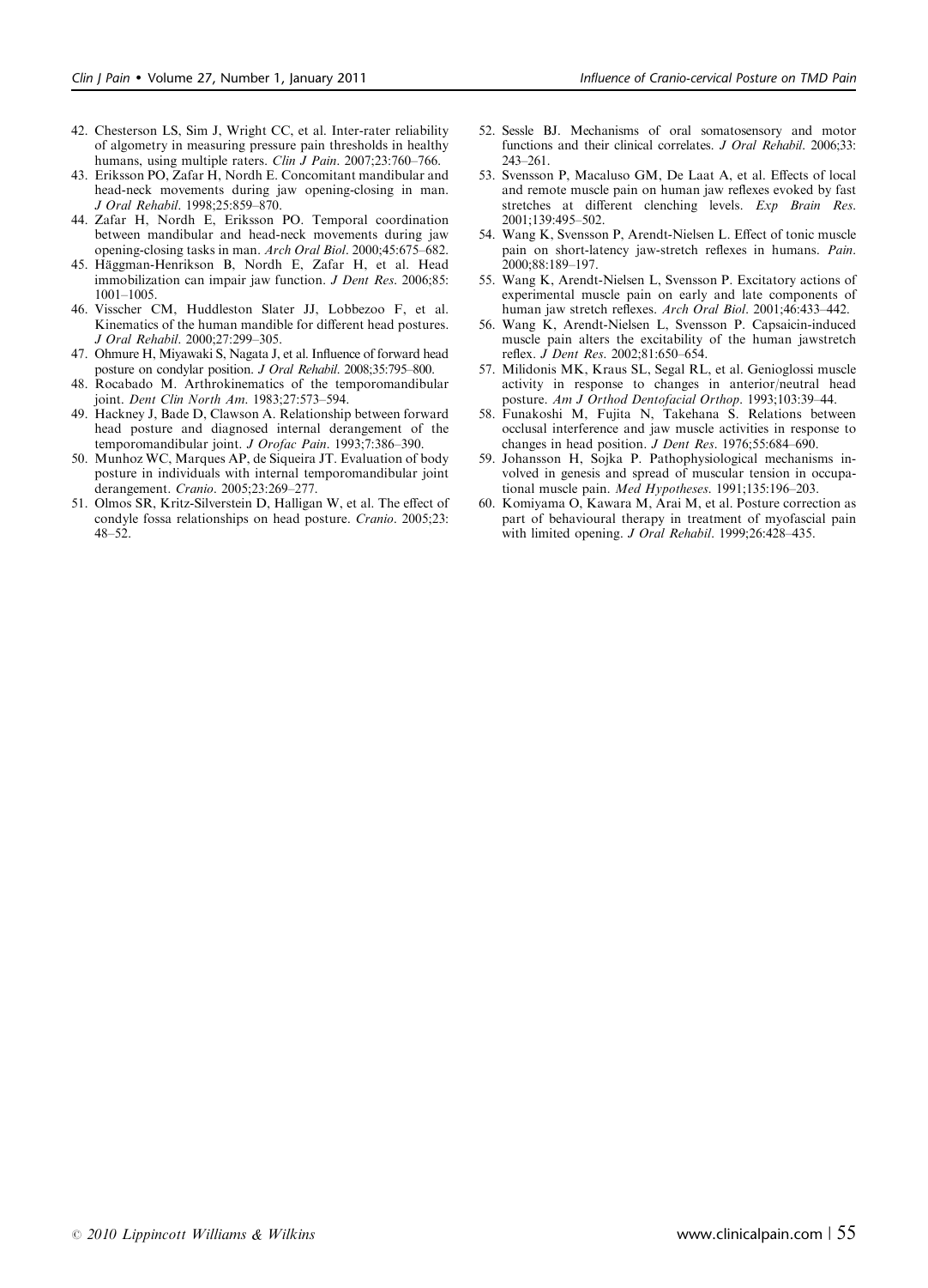42. Chesterson LS, Sim J, Wright CC, et al. Inter-rater reliability of algometry in measuring pressure pain thresholds in healthy humans, using multiple raters. *Clin J Pain*. 2007;23:760–766.
43. Eriksson PO, Zafar H, Nordh E. Concomitant mandibular and head-neck movements during jaw opening-closing in man. *J Oral Rehabil*. 1998;25:859–870.
44. Zafar H, Nordh E, Eriksson PO. Temporal coordination between mandibular and head-neck movements during jaw opening-closing tasks in man. *Arch Oral Biol*. 2000;45:675–682.
45. Häggman-Henrikson B, Nordh E, Zafar H, et al. Head immobilization can impair jaw function. *J Dent Res*. 2006;85: 1001–1005.
46. Visscher CM, Huddleston Slater JJ, Lobbezoo F, et al. Kinematics of the human mandible for different head postures. *J Oral Rehabil*. 2000;27:299–305.
47. Ohmure H, Miyawaki S, Nagata J, et al. Influence of forward head posture on condylar position. *J Oral Rehabil*. 2008;35:795–800.
48. Rocabado M. Arthrokinematics of the temporomandibular joint. *Dent Clin North Am*. 1983;27:573–594.
49. Hackney J, Bade D, Clawson A. Relationship between forward head posture and diagnosed internal derangement of the temporomandibular joint. *J Orofac Pain*. 1993;7:386–390.
50. Munhoz WC, Marques AP, de Siqueira JT. Evaluation of body posture in individuals with internal temporomandibular joint derangement. *Cranio*. 2005;23:269–277.
51. Olmos SR, Kritz-Silverstein D, Halligan W, et al. The effect of condyle fossa relationships on head posture. *Cranio*. 2005;23: 48–52.
52. Sessle BJ. Mechanisms of oral somatosensory and motor functions and their clinical correlates. *J Oral Rehabil*. 2006;33: 243–261.
53. Svensson P, Macaluso GM, De Laat A, et al. Effects of local and remote muscle pain on human jaw reflexes evoked by fast stretches at different clenching levels. *Exp Brain Res*. 2001;139:495–502.
54. Wang K, Svensson P, Arendt-Nielsen L. Effect of tonic muscle pain on short-latency jaw-stretch reflexes in humans. *Pain*. 2000;88:189–197.
55. Wang K, Arendt-Nielsen L, Svensson P. Excitatory actions of experimental muscle pain on early and late components of human jaw stretch reflexes. *Arch Oral Biol*. 2001;46:433–442.
56. Wang K, Arendt-Nielsen L, Svensson P. Capsaicin-induced muscle pain alters the excitability of the human jawstretch reflex. *J Dent Res*. 2002;81:650–654.
57. Milidonis MK, Kraus SL, Segal RL, et al. Genioglossi muscle activity in response to changes in anterior/neutral head posture. *Am J Orthod Dentofacial Orthop*. 1993;103:39–44.
58. Funakoshi M, Fujita N, Takehana S. Relations between occlusal interference and jaw muscle activities in response to changes in head position. *J Dent Res*. 1976;55:684–690.
59. Johansson H, Sojka P. Pathophysiological mechanisms involved in genesis and spread of muscular tension in occupational muscle pain. *Med Hypotheses*. 1991;135:196–203.
60. Komiyama O, Kawara M, Arai M, et al. Posture correction as part of behavioural therapy in treatment of myofascial pain with limited opening. *J Oral Rehabil*. 1999;26:428–435.